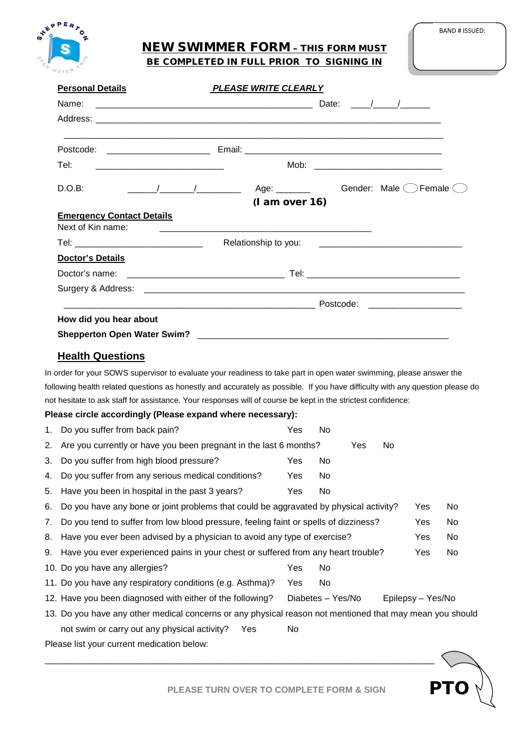BAND # ISSUED:

# NEW SWIMMER FORM – THIS FORM MUST BE COMPLETED IN FULL PRIOR TO SIGNING IN

**Personal Details** ***PLEASE WRITE CLEARLY***

Name: ____________________________________________ Date: ____/_____/______

Address: ______________________________________________________________________

_______________________________________________________________________________

Postcode: _____________________ Email: ________________________________________

Tel: __________________________ Mob: __________________________

D.O.B: ______/_______/_________ Age: _______ Gender: Male ◯ Female ◯

**(I am over 16)**

**Emergency Contact Details**

Next of Kin name: ____________________________________________

Tel: ___________________________ Relationship to you: _____________________________

**Doctor's Details**

Doctor's name: ________________________________ Tel: _______________________________

Surgery & Address: ______________________________________________________________

__________________________________________________ Postcode: ___________________

**How did you hear about Shepperton Open Water Swim?** ___________________________________________________

## Health Questions

In order for your SOWS supervisor to evaluate your readiness to take part in open water swimming, please answer the following health related questions as honestly and accurately as possible. If you have difficulty with any question please do not hesitate to ask staff for assistance. Your responses will of course be kept in the strictest confidence:

**Please circle accordingly (Please expand where necessary):**

1. Do you suffer from back pain? Yes No
2. Are you currently or have you been pregnant in the last 6 months? Yes No
3. Do you suffer from high blood pressure? Yes No
4. Do you suffer from any serious medical conditions? Yes No
5. Have you been in hospital in the past 3 years? Yes No
6. Do you have any bone or joint problems that could be aggravated by physical activity? Yes No
7. Do you tend to suffer from low blood pressure, feeling faint or spells of dizziness? Yes No
8. Have you ever been advised by a physician to avoid any type of exercise? Yes No
9. Have you ever experienced pains in your chest or suffered from any heart trouble? Yes No
10. Do you have any allergies? Yes No
11. Do you have any respiratory conditions (e.g. Asthma)? Yes No
12. Have you been diagnosed with either of the following? Diabetes – Yes/No Epilepsy – Yes/No
13. Do you have any other medical concerns or any physical reason not mentioned that may mean you should not swim or carry out any physical activity? Yes No

Please list your current medication below:

_______________________________________________________________________________

PLEASE TURN OVER TO COMPLETE FORM & SIGN **PTO**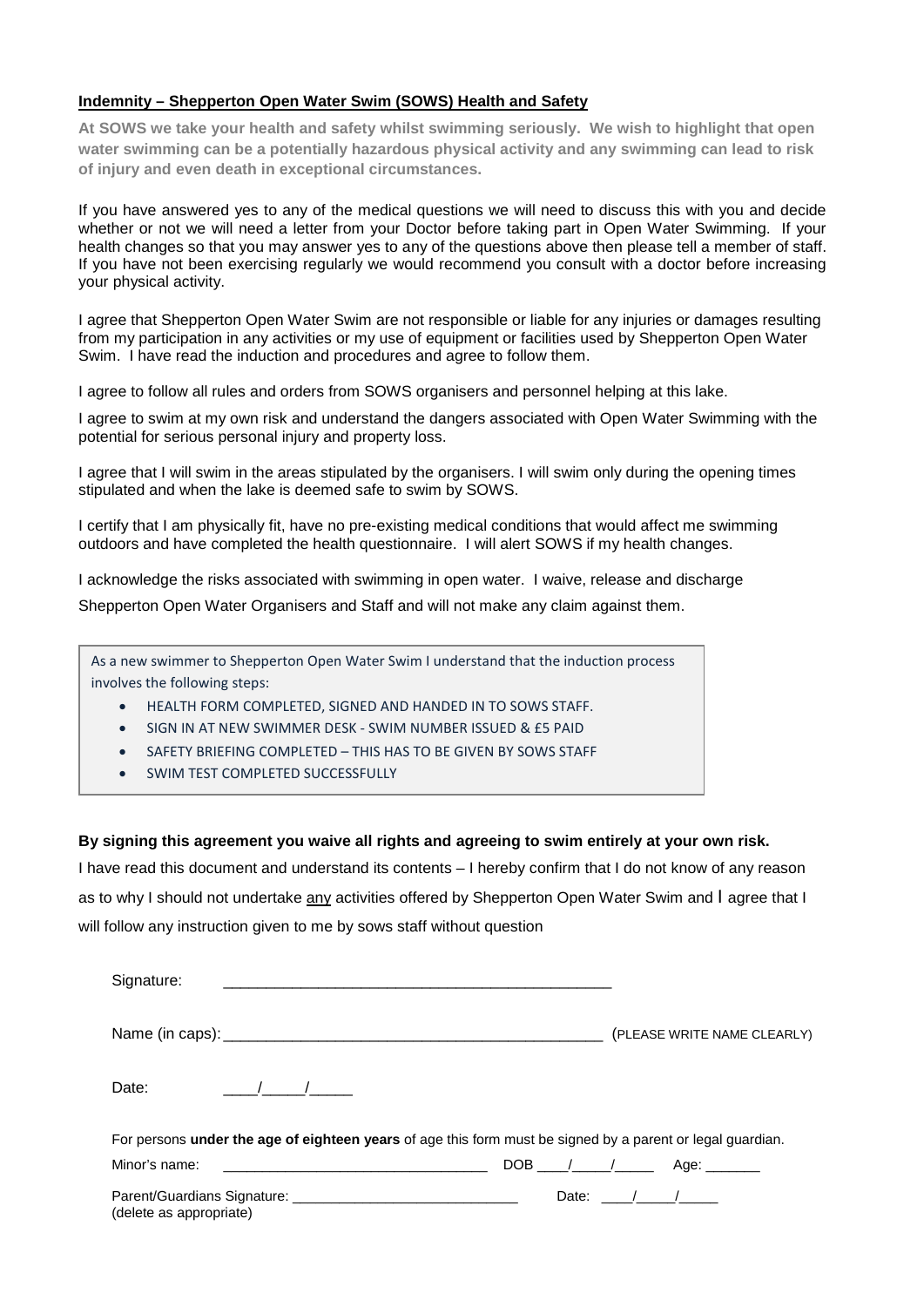**Indemnity – Shepperton Open Water Swim (SOWS) Health and Safety**

**At SOWS we take your health and safety whilst swimming seriously. We wish to highlight that open water swimming can be a potentially hazardous physical activity and any swimming can lead to risk of injury and even death in exceptional circumstances.**

If you have answered yes to any of the medical questions we will need to discuss this with you and decide whether or not we will need a letter from your Doctor before taking part in Open Water Swimming. If your health changes so that you may answer yes to any of the questions above then please tell a member of staff. If you have not been exercising regularly we would recommend you consult with a doctor before increasing your physical activity.

I agree that Shepperton Open Water Swim are not responsible or liable for any injuries or damages resulting from my participation in any activities or my use of equipment or facilities used by Shepperton Open Water Swim. I have read the induction and procedures and agree to follow them.

I agree to follow all rules and orders from SOWS organisers and personnel helping at this lake.

I agree to swim at my own risk and understand the dangers associated with Open Water Swimming with the potential for serious personal injury and property loss.

I agree that I will swim in the areas stipulated by the organisers. I will swim only during the opening times stipulated and when the lake is deemed safe to swim by SOWS.

I certify that I am physically fit, have no pre-existing medical conditions that would affect me swimming outdoors and have completed the health questionnaire. I will alert SOWS if my health changes.

I acknowledge the risks associated with swimming in open water. I waive, release and discharge Shepperton Open Water Organisers and Staff and will not make any claim against them.

As a new swimmer to Shepperton Open Water Swim I understand that the induction process involves the following steps:

- HEALTH FORM COMPLETED, SIGNED AND HANDED IN TO SOWS STAFF.
- SIGN IN AT NEW SWIMMER DESK - SWIM NUMBER ISSUED & £5 PAID
- SAFETY BRIEFING COMPLETED – THIS HAS TO BE GIVEN BY SOWS STAFF
- SWIM TEST COMPLETED SUCCESSFULLY

**By signing this agreement you waive all rights and agreeing to swim entirely at your own risk.**

I have read this document and understand its contents – I hereby confirm that I do not know of any reason as to why I should not undertake <u>any</u> activities offered by Shepperton Open Water Swim and I agree that I will follow any instruction given to me by sows staff without question

Signature: ____________________________________________

Name (in caps): ____________________________________________ (PLEASE WRITE NAME CLEARLY)

Date: ____/_____/_____

For persons **under the age of eighteen years** of age this form must be signed by a parent or legal guardian.

Minor's name: _________________________________ DOB ____/_____/_____ Age: _______

Parent/Guardians Signature: ____________________________ Date: ____/_____/_____
(delete as appropriate)